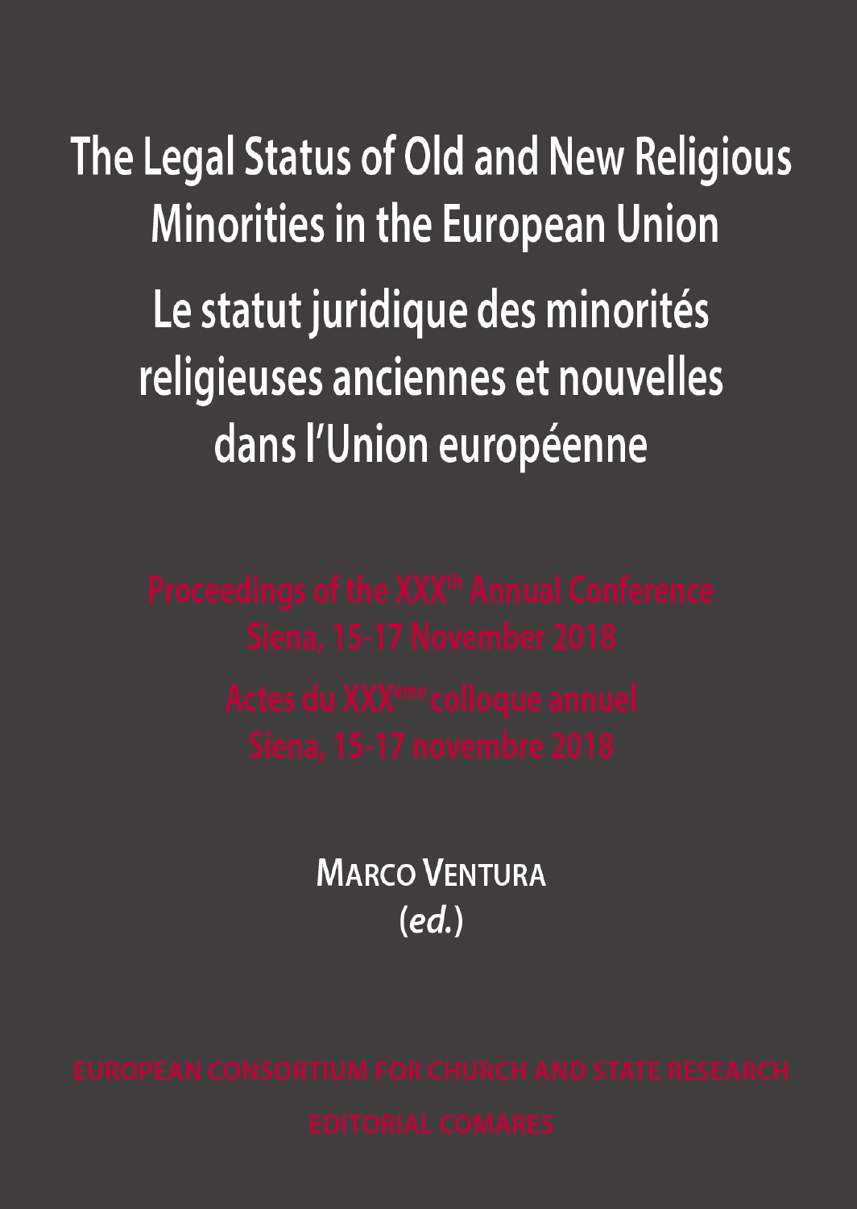# The Legal Status of Old and New Religious Minorities in the European Union

# Le statut juridique des minorités religieuses anciennes et nouvelles dans l'Union européenne

Proceedings of the XXXth Annual Conference
Siena, 15-17 November 2018

Actes du XXXème colloque annuel
Siena, 15-17 novembre 2018

**Marco Ventura**
(*ed.*)

EUROPEAN CONSORTIUM FOR CHURCH AND STATE RESEARCH

EDITORIAL COMARES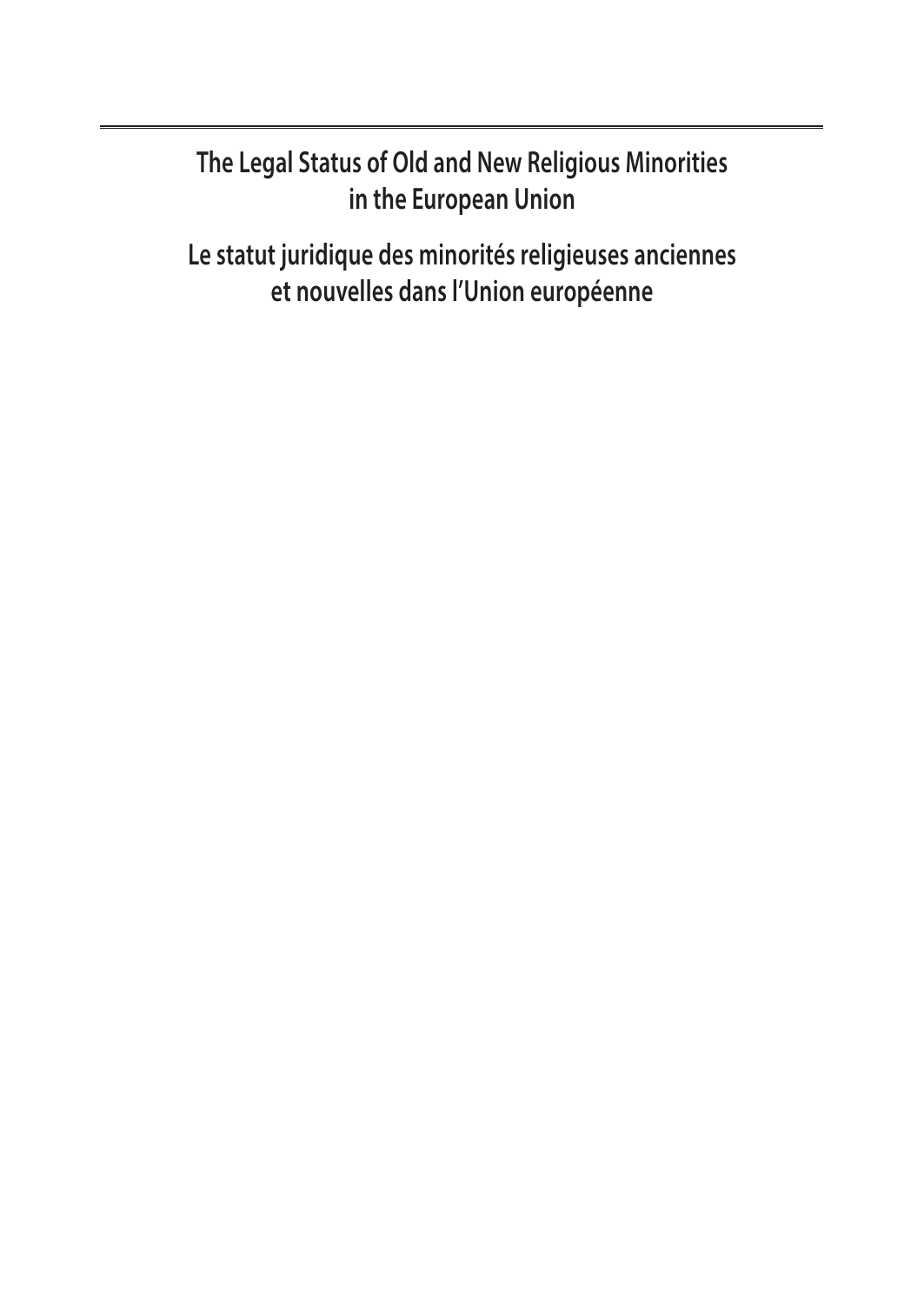# The Legal Status of Old and New Religious Minorities in the European Union

# Le statut juridique des minorités religieuses anciennes et nouvelles dans l'Union européenne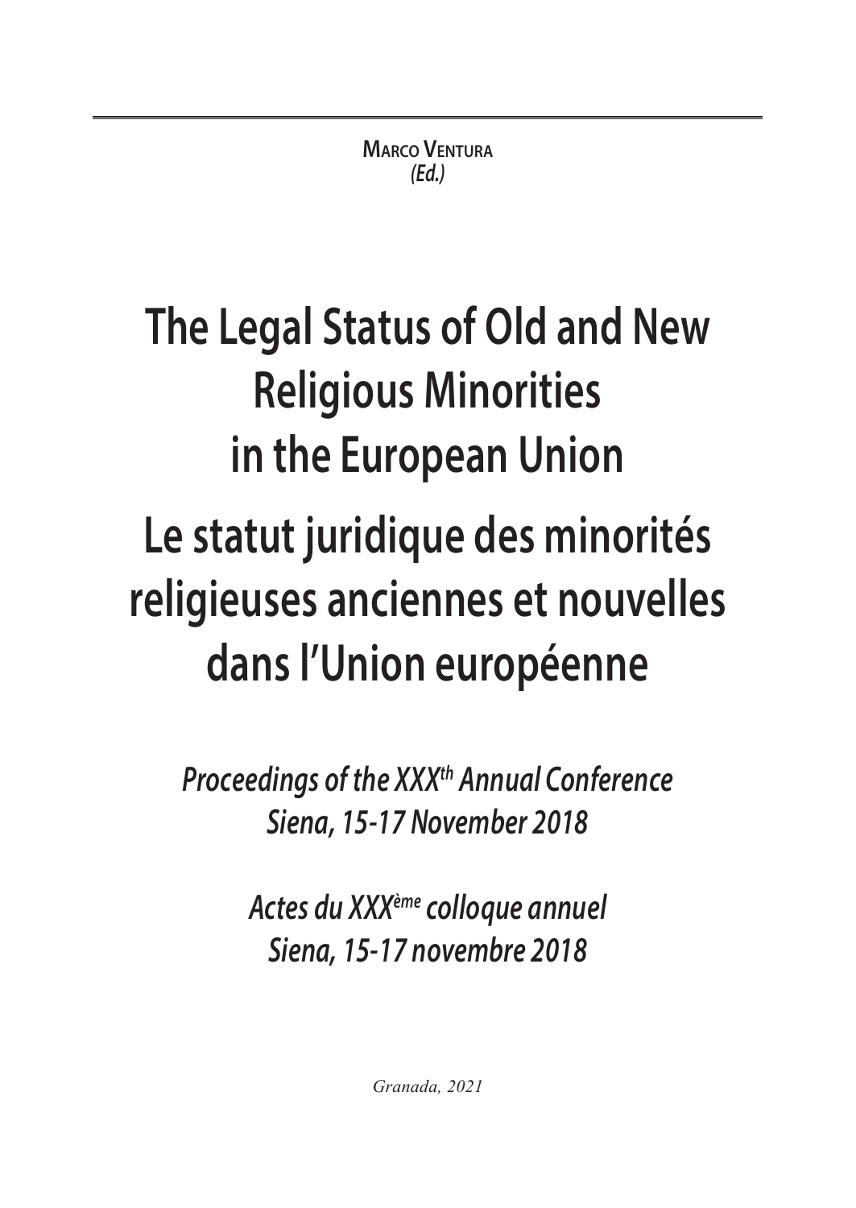**Marco Ventura**
*(Ed.)*

# The Legal Status of Old and New Religious Minorities in the European Union

# Le statut juridique des minorités religieuses anciennes et nouvelles dans l'Union européenne

*Proceedings of the XXX[th] Annual Conference*
*Siena, 15-17 November 2018*

*Actes du XXX[ème] colloque annuel*
*Siena, 15-17 novembre 2018*

*Granada, 2021*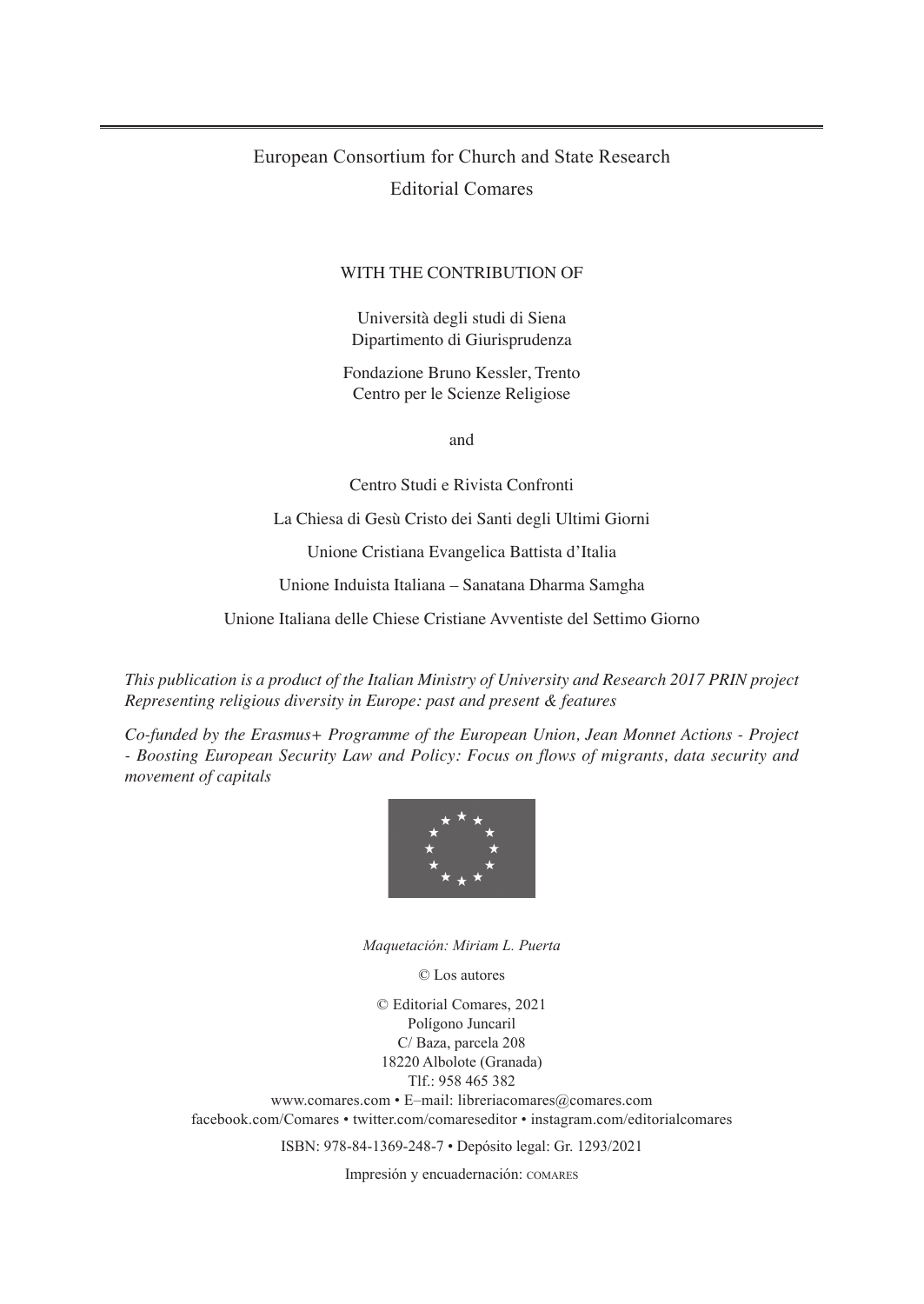European Consortium for Church and State Research

Editorial Comares

WITH THE CONTRIBUTION OF

Università degli studi di Siena
Dipartimento di Giurisprudenza

Fondazione Bruno Kessler, Trento
Centro per le Scienze Religiose

and

Centro Studi e Rivista Confronti

La Chiesa di Gesù Cristo dei Santi degli Ultimi Giorni

Unione Cristiana Evangelica Battista d'Italia

Unione Induista Italiana – Sanatana Dharma Samgha

Unione Italiana delle Chiese Cristiane Avventiste del Settimo Giorno

*This publication is a product of the Italian Ministry of University and Research 2017 PRIN project Representing religious diversity in Europe: past and present & features*

*Co-funded by the Erasmus+ Programme of the European Union, Jean Monnet Actions - Project - Boosting European Security Law and Policy: Focus on flows of migrants, data security and movement of capitals*

*Maquetación: Miriam L. Puerta*

© Los autores

© Editorial Comares, 2021
Polígono Juncaril
C/ Baza, parcela 208
18220 Albolote (Granada)
Tlf.: 958 465 382
www.comares.com • E–mail: libreriacomares@comares.com
facebook.com/Comares • twitter.com/comareseditor • instagram.com/editorialcomares

ISBN: 978-84-1369-248-7 • Depósito legal: Gr. 1293/2021

Impresión y encuadernación: COMARES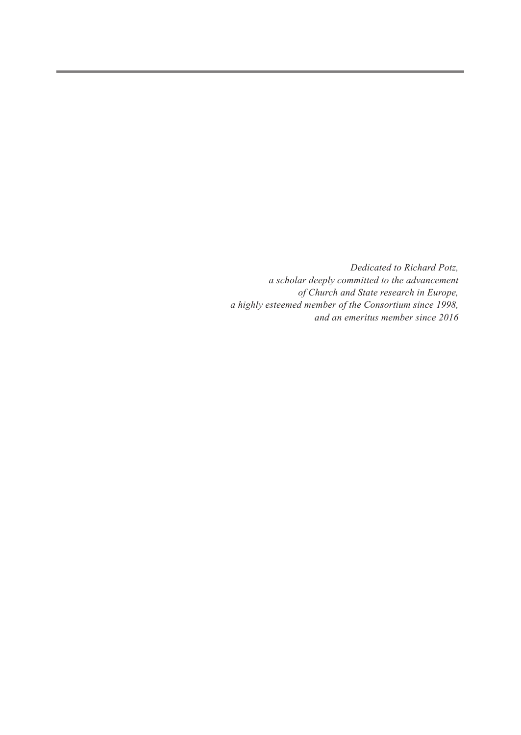*Dedicated to Richard Potz,*
*a scholar deeply committed to the advancement*
*of Church and State research in Europe,*
*a highly esteemed member of the Consortium since 1998,*
*and an emeritus member since 2016*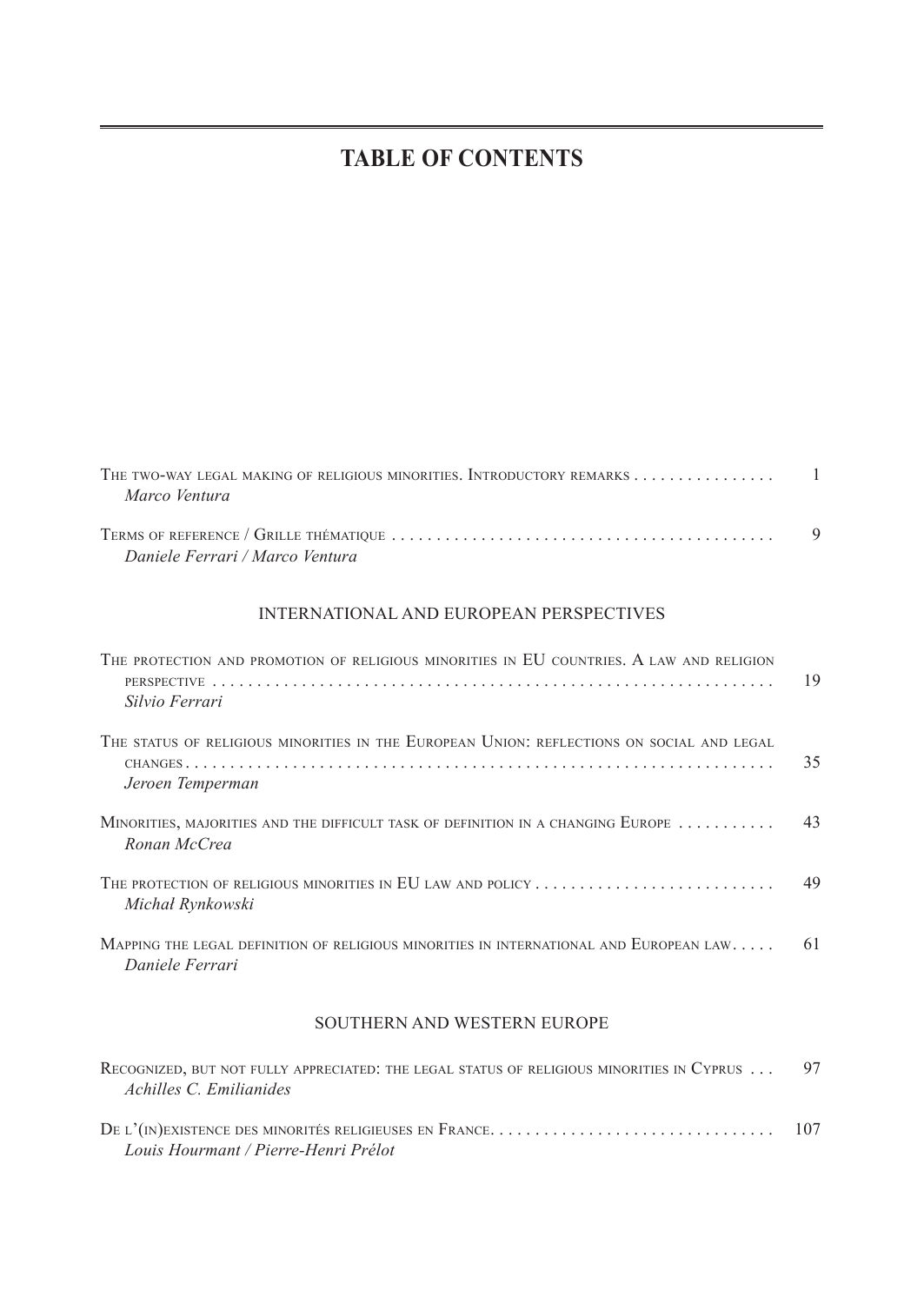# TABLE OF CONTENTS

The two-way legal making of religious minorities. Introductory remarks ................ 1
*Marco Ventura*

Terms of reference / Grille thématique ........................................... 9
*Daniele Ferrari / Marco Ventura*

## INTERNATIONAL AND EUROPEAN PERSPECTIVES

The protection and promotion of religious minorities in EU countries. A law and religion perspective ................................................................ 19
*Silvio Ferrari*

The status of religious minorities in the European Union: reflections on social and legal changes ................................................................. 35
*Jeroen Temperman*

Minorities, majorities and the difficult task of definition in a changing Europe ........... 43
*Ronan McCrea*

The protection of religious minorities in EU law and policy ........................... 49
*Michał Rynkowski*

Mapping the legal definition of religious minorities in international and European law..... 61
*Daniele Ferrari*

## SOUTHERN AND WESTERN EUROPE

Recognized, but not fully appreciated: the legal status of religious minorities in Cyprus ... 97
*Achilles C. Emilianides*

De l'(in)existence des minorités religieuses en France................................ 107
*Louis Hourmant / Pierre-Henri Prélot*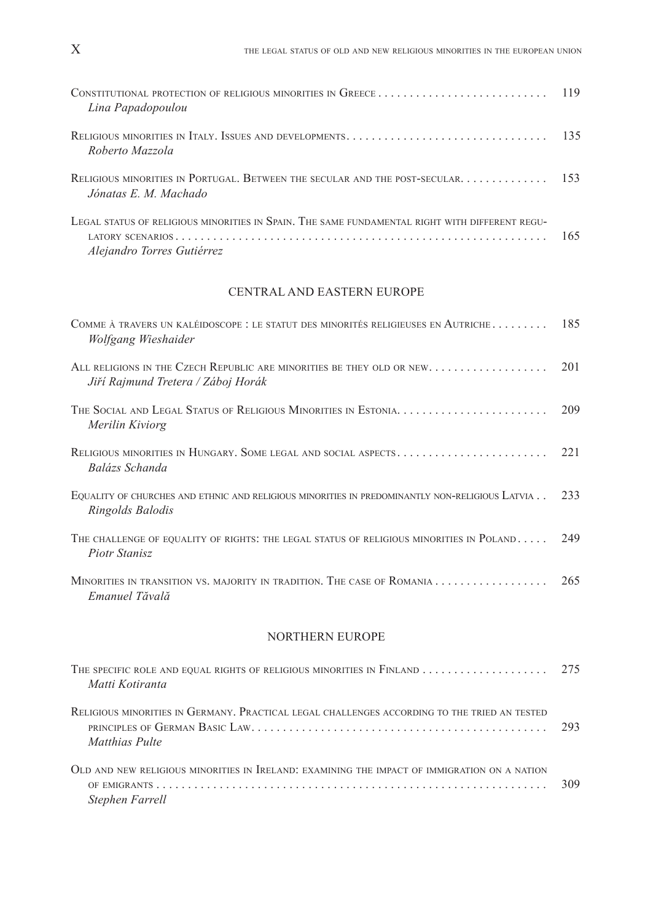Constitutional protection of religious minorities in Greece . . . . . . . . . . . . . . . . . . . . . . . . . . . 119
*Lina Papadopoulou*

Religious minorities in Italy. Issues and developments. . . . . . . . . . . . . . . . . . . . . . . . . . . . . . . . 135
*Roberto Mazzola*

Religious minorities in Portugal. Between the secular and the post-secular. . . . . . . . . . . . . . 153
*Jónatas E. M. Machado*

Legal status of religious minorities in Spain. The same fundamental right with different regulatory scenarios . . . . . . . . . . . . . . . . . . . . . . . . . . . . . . . . . . . . . . . . . . . . . . . . . . . . . . . . . . . 165
*Alejandro Torres Gutiérrez*

## CENTRAL AND EASTERN EUROPE

Comme à travers un kaléidoscope : le statut des minorités religieuses en Autriche . . . . . . . . . 185
*Wolfgang Wieshaider*

All religions in the Czech Republic are minorities be they old or new. . . . . . . . . . . . . . . . . . . 201
*Jiří Rajmund Tretera / Záboj Horák*

The Social and Legal Status of Religious Minorities in Estonia. . . . . . . . . . . . . . . . . . . . . . . . 209
*Merilin Kiviorg*

Religious minorities in Hungary. Some legal and social aspects. . . . . . . . . . . . . . . . . . . . . . . . 221
*Balázs Schanda*

Equality of churches and ethnic and religious minorities in predominantly non-religious Latvia . . 233
*Ringolds Balodis*

The challenge of equality of rights: the legal status of religious minorities in Poland . . . . . 249
*Piotr Stanisz*

Minorities in transition vs. majority in tradition. The case of Romania . . . . . . . . . . . . . . . . . . 265
*Emanuel Tăvală*

## NORTHERN EUROPE

The specific role and equal rights of religious minorities in Finland . . . . . . . . . . . . . . . . . . . . 275
*Matti Kotiranta*

Religious minorities in Germany. Practical legal challenges according to the tried an tested principles of German Basic Law. . . . . . . . . . . . . . . . . . . . . . . . . . . . . . . . . . . . . . . . . . . . . . . 293
*Matthias Pulte*

Old and new religious minorities in Ireland: examining the impact of immigration on a nation of emigrants . . . . . . . . . . . . . . . . . . . . . . . . . . . . . . . . . . . . . . . . . . . . . . . . . . . . . . . . . . . . . . . 309
*Stephen Farrell*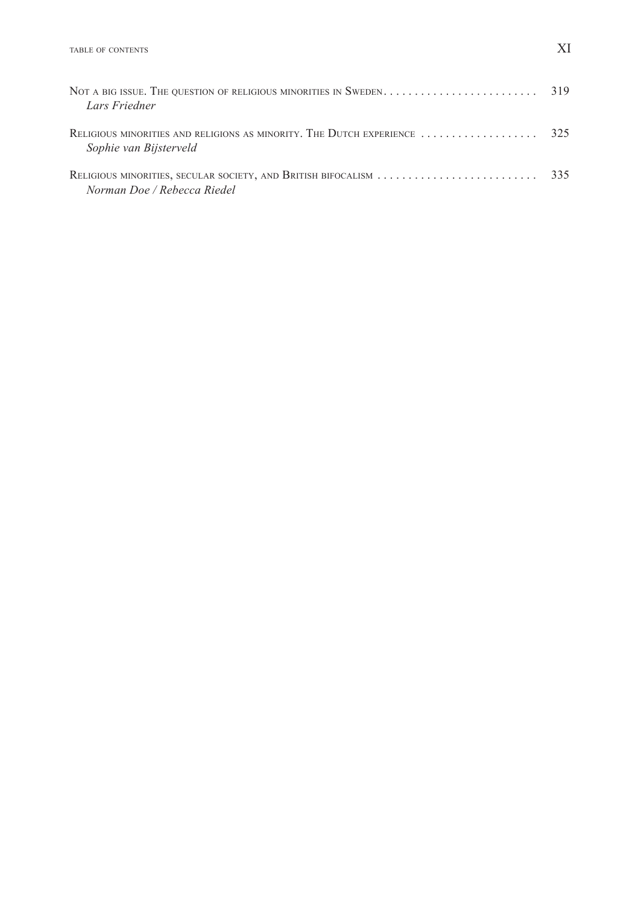Not a big issue. The question of religious minorities in Sweden . . . . . . . . . . . . . . . . . . . . . . . . . 319
*Lars Friedner*

Religious minorities and religions as minority. The Dutch experience . . . . . . . . . . . . . . . . . . . 325
*Sophie van Bijsterveld*

Religious minorities, secular society, and British bifocalism . . . . . . . . . . . . . . . . . . . . . . . . . . 335
*Norman Doe / Rebecca Riedel*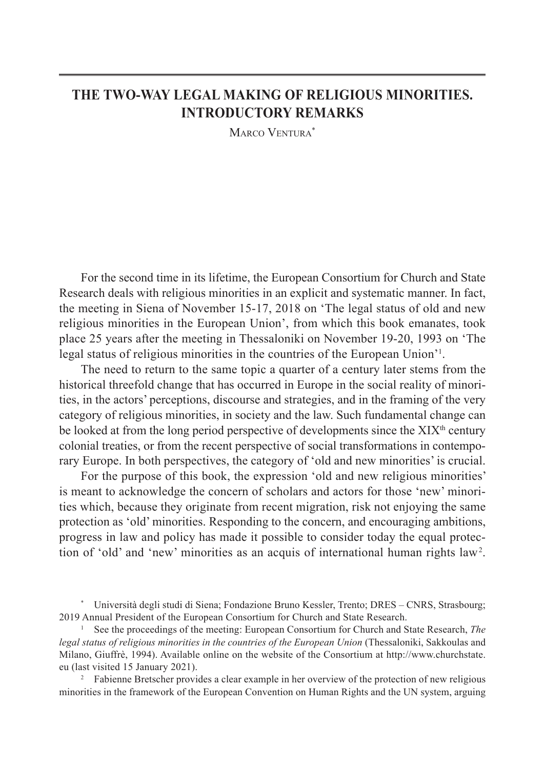# THE TWO-WAY LEGAL MAKING OF RELIGIOUS MINORITIES. INTRODUCTORY REMARKS

Marco Ventura[*]

For the second time in its lifetime, the European Consortium for Church and State Research deals with religious minorities in an explicit and systematic manner. In fact, the meeting in Siena of November 15-17, 2018 on 'The legal status of old and new religious minorities in the European Union', from which this book emanates, took place 25 years after the meeting in Thessaloniki on November 19-20, 1993 on 'The legal status of religious minorities in the countries of the European Union'[1].

The need to return to the same topic a quarter of a century later stems from the historical threefold change that has occurred in Europe in the social reality of minorities, in the actors' perceptions, discourse and strategies, and in the framing of the very category of religious minorities, in society and the law. Such fundamental change can be looked at from the long period perspective of developments since the XIX[th] century colonial treaties, or from the recent perspective of social transformations in contemporary Europe. In both perspectives, the category of 'old and new minorities' is crucial.

For the purpose of this book, the expression 'old and new religious minorities' is meant to acknowledge the concern of scholars and actors for those 'new' minorities which, because they originate from recent migration, risk not enjoying the same protection as 'old' minorities. Responding to the concern, and encouraging ambitions, progress in law and policy has made it possible to consider today the equal protection of 'old' and 'new' minorities as an acquis of international human rights law[2].

---

[*] Università degli studi di Siena; Fondazione Bruno Kessler, Trento; DRES – CNRS, Strasbourg; 2019 Annual President of the European Consortium for Church and State Research.

[1] See the proceedings of the meeting: European Consortium for Church and State Research, *The legal status of religious minorities in the countries of the European Union* (Thessaloniki, Sakkoulas and Milano, Giuffrè, 1994). Available online on the website of the Consortium at http://www.churchstate.eu (last visited 15 January 2021).

[2] Fabienne Bretscher provides a clear example in her overview of the protection of new religious minorities in the framework of the European Convention on Human Rights and the UN system, arguing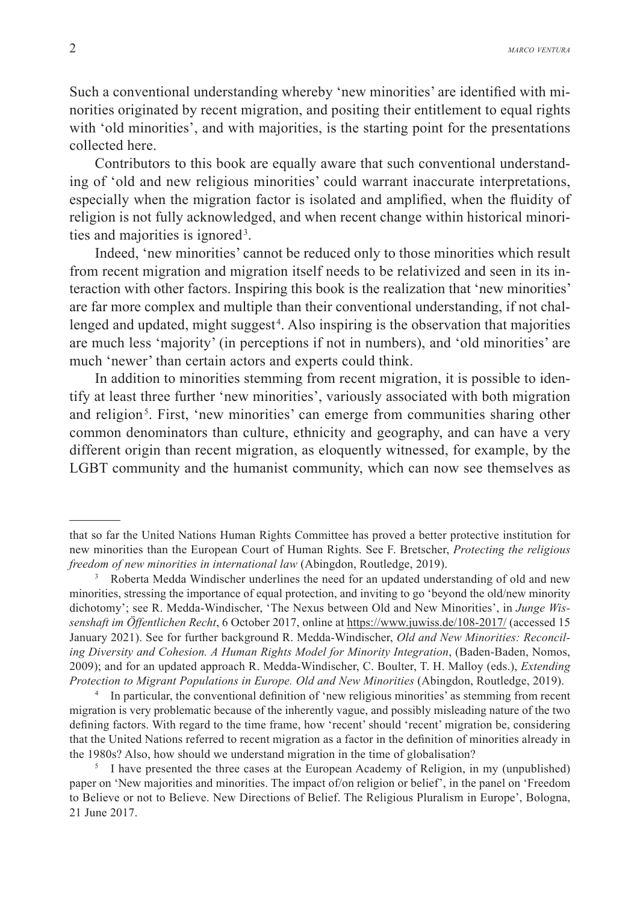Such a conventional understanding whereby 'new minorities' are identified with minorities originated by recent migration, and positing their entitlement to equal rights with 'old minorities', and with majorities, is the starting point for the presentations collected here.

Contributors to this book are equally aware that such conventional understanding of 'old and new religious minorities' could warrant inaccurate interpretations, especially when the migration factor is isolated and amplified, when the fluidity of religion is not fully acknowledged, and when recent change within historical minorities and majorities is ignored[3].

Indeed, 'new minorities' cannot be reduced only to those minorities which result from recent migration and migration itself needs to be relativized and seen in its interaction with other factors. Inspiring this book is the realization that 'new minorities' are far more complex and multiple than their conventional understanding, if not challenged and updated, might suggest[4]. Also inspiring is the observation that majorities are much less 'majority' (in perceptions if not in numbers), and 'old minorities' are much 'newer' than certain actors and experts could think.

In addition to minorities stemming from recent migration, it is possible to identify at least three further 'new minorities', variously associated with both migration and religion[5]. First, 'new minorities' can emerge from communities sharing other common denominators than culture, ethnicity and geography, and can have a very different origin than recent migration, as eloquently witnessed, for example, by the LGBT community and the humanist community, which can now see themselves as

---

that so far the United Nations Human Rights Committee has proved a better protective institution for new minorities than the European Court of Human Rights. See F. Bretscher, *Protecting the religious freedom of new minorities in international law* (Abingdon, Routledge, 2019).

[3] Roberta Medda Windischer underlines the need for an updated understanding of old and new minorities, stressing the importance of equal protection, and inviting to go 'beyond the old/new minority dichotomy'; see R. Medda-Windischer, 'The Nexus between Old and New Minorities', in *Junge Wissenshaft im Öffentlichen Recht*, 6 October 2017, online at https://www.juwiss.de/108-2017/ (accessed 15 January 2021). See for further background R. Medda-Windischer, *Old and New Minorities: Reconciling Diversity and Cohesion. A Human Rights Model for Minority Integration*, (Baden-Baden, Nomos, 2009); and for an updated approach R. Medda-Windischer, C. Boulter, T. H. Malloy (eds.), *Extending Protection to Migrant Populations in Europe. Old and New Minorities* (Abingdon, Routledge, 2019).

[4] In particular, the conventional definition of 'new religious minorities' as stemming from recent migration is very problematic because of the inherently vague, and possibly misleading nature of the two defining factors. With regard to the time frame, how 'recent' should 'recent' migration be, considering that the United Nations referred to recent migration as a factor in the definition of minorities already in the 1980s? Also, how should we understand migration in the time of globalisation?

[5] I have presented the three cases at the European Academy of Religion, in my (unpublished) paper on 'New majorities and minorities. The impact of/on religion or belief', in the panel on 'Freedom to Believe or not to Believe. New Directions of Belief. The Religious Pluralism in Europe', Bologna, 21 June 2017.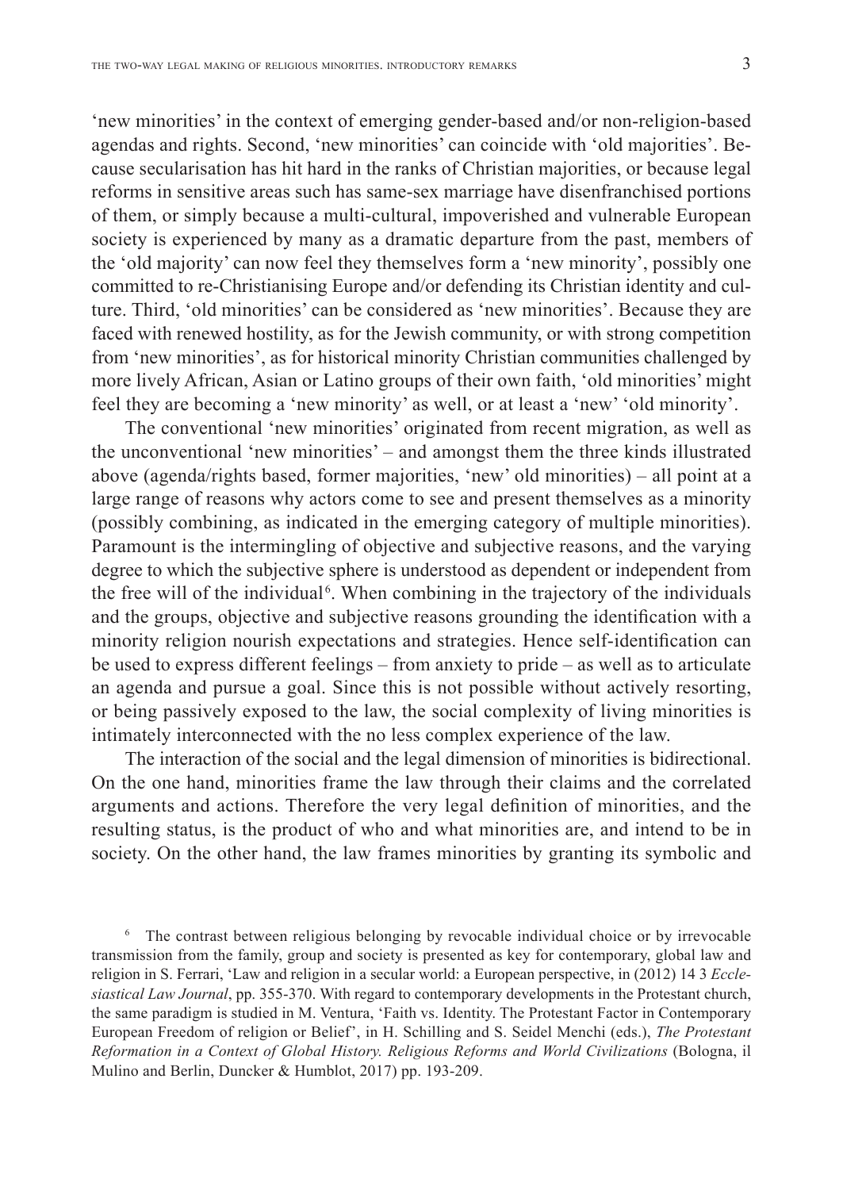'new minorities' in the context of emerging gender-based and/or non-religion-based agendas and rights. Second, 'new minorities' can coincide with 'old majorities'. Because secularisation has hit hard in the ranks of Christian majorities, or because legal reforms in sensitive areas such has same-sex marriage have disenfranchised portions of them, or simply because a multi-cultural, impoverished and vulnerable European society is experienced by many as a dramatic departure from the past, members of the 'old majority' can now feel they themselves form a 'new minority', possibly one committed to re-Christianising Europe and/or defending its Christian identity and culture. Third, 'old minorities' can be considered as 'new minorities'. Because they are faced with renewed hostility, as for the Jewish community, or with strong competition from 'new minorities', as for historical minority Christian communities challenged by more lively African, Asian or Latino groups of their own faith, 'old minorities' might feel they are becoming a 'new minority' as well, or at least a 'new' 'old minority'.

The conventional 'new minorities' originated from recent migration, as well as the unconventional 'new minorities' – and amongst them the three kinds illustrated above (agenda/rights based, former majorities, 'new' old minorities) – all point at a large range of reasons why actors come to see and present themselves as a minority (possibly combining, as indicated in the emerging category of multiple minorities). Paramount is the intermingling of objective and subjective reasons, and the varying degree to which the subjective sphere is understood as dependent or independent from the free will of the individual[6]. When combining in the trajectory of the individuals and the groups, objective and subjective reasons grounding the identification with a minority religion nourish expectations and strategies. Hence self-identification can be used to express different feelings – from anxiety to pride – as well as to articulate an agenda and pursue a goal. Since this is not possible without actively resorting, or being passively exposed to the law, the social complexity of living minorities is intimately interconnected with the no less complex experience of the law.

The interaction of the social and the legal dimension of minorities is bidirectional. On the one hand, minorities frame the law through their claims and the correlated arguments and actions. Therefore the very legal definition of minorities, and the resulting status, is the product of who and what minorities are, and intend to be in society. On the other hand, the law frames minorities by granting its symbolic and

[6] The contrast between religious belonging by revocable individual choice or by irrevocable transmission from the family, group and society is presented as key for contemporary, global law and religion in S. Ferrari, 'Law and religion in a secular world: a European perspective, in (2012) 14 3 *Ecclesiastical Law Journal*, pp. 355-370. With regard to contemporary developments in the Protestant church, the same paradigm is studied in M. Ventura, 'Faith vs. Identity. The Protestant Factor in Contemporary European Freedom of religion or Belief', in H. Schilling and S. Seidel Menchi (eds.), *The Protestant Reformation in a Context of Global History. Religious Reforms and World Civilizations* (Bologna, il Mulino and Berlin, Duncker & Humblot, 2017) pp. 193-209.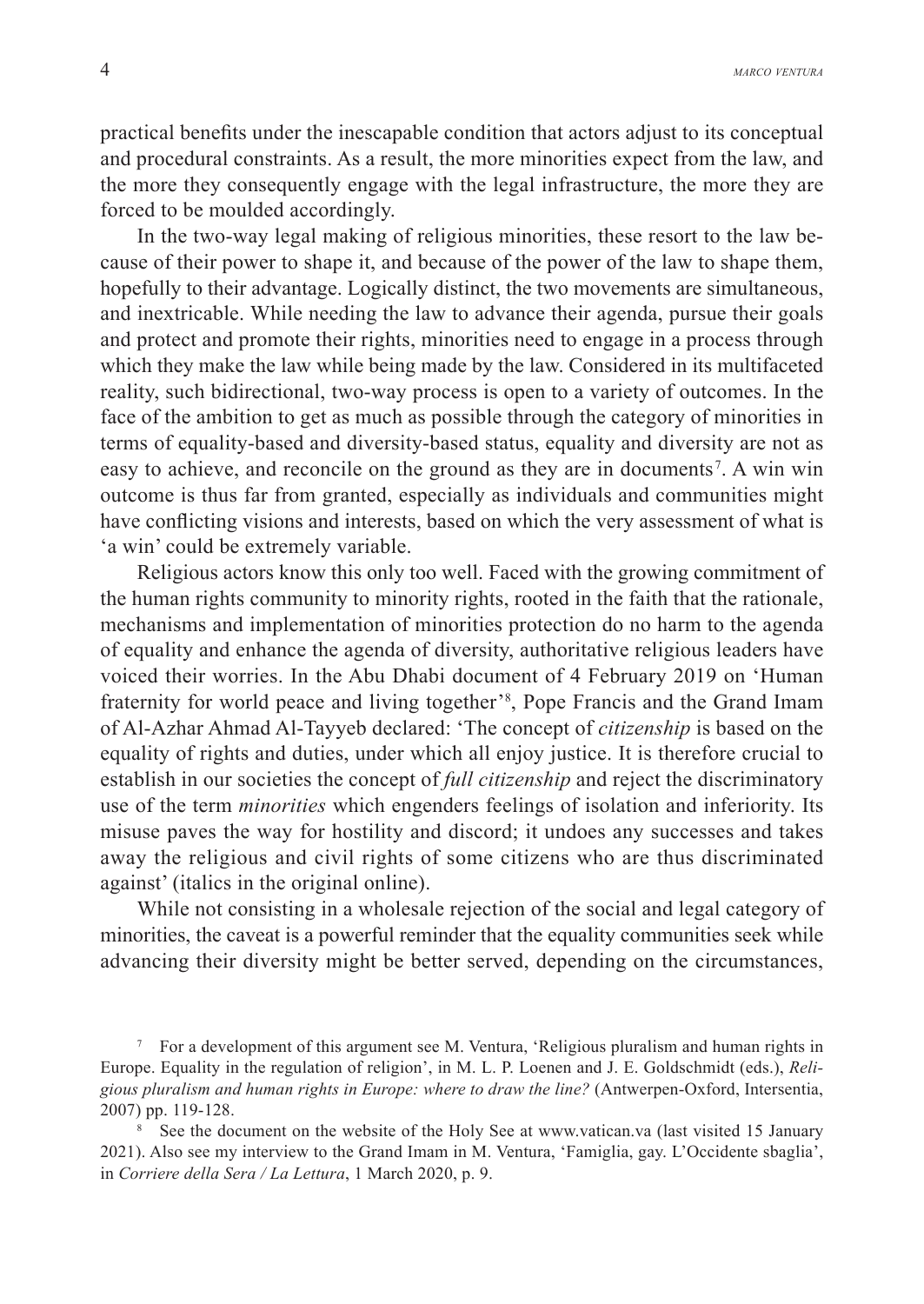practical benefits under the inescapable condition that actors adjust to its conceptual and procedural constraints. As a result, the more minorities expect from the law, and the more they consequently engage with the legal infrastructure, the more they are forced to be moulded accordingly.

In the two-way legal making of religious minorities, these resort to the law because of their power to shape it, and because of the power of the law to shape them, hopefully to their advantage. Logically distinct, the two movements are simultaneous, and inextricable. While needing the law to advance their agenda, pursue their goals and protect and promote their rights, minorities need to engage in a process through which they make the law while being made by the law. Considered in its multifaceted reality, such bidirectional, two-way process is open to a variety of outcomes. In the face of the ambition to get as much as possible through the category of minorities in terms of equality-based and diversity-based status, equality and diversity are not as easy to achieve, and reconcile on the ground as they are in documents[7]. A win win outcome is thus far from granted, especially as individuals and communities might have conflicting visions and interests, based on which the very assessment of what is 'a win' could be extremely variable.

Religious actors know this only too well. Faced with the growing commitment of the human rights community to minority rights, rooted in the faith that the rationale, mechanisms and implementation of minorities protection do no harm to the agenda of equality and enhance the agenda of diversity, authoritative religious leaders have voiced their worries. In the Abu Dhabi document of 4 February 2019 on 'Human fraternity for world peace and living together'[8], Pope Francis and the Grand Imam of Al-Azhar Ahmad Al-Tayyeb declared: 'The concept of *citizenship* is based on the equality of rights and duties, under which all enjoy justice. It is therefore crucial to establish in our societies the concept of *full citizenship* and reject the discriminatory use of the term *minorities* which engenders feelings of isolation and inferiority. Its misuse paves the way for hostility and discord; it undoes any successes and takes away the religious and civil rights of some citizens who are thus discriminated against' (italics in the original online).

While not consisting in a wholesale rejection of the social and legal category of minorities, the caveat is a powerful reminder that the equality communities seek while advancing their diversity might be better served, depending on the circumstances,

---

[7] For a development of this argument see M. Ventura, 'Religious pluralism and human rights in Europe. Equality in the regulation of religion', in M. L. P. Loenen and J. E. Goldschmidt (eds.), *Religious pluralism and human rights in Europe: where to draw the line?* (Antwerpen-Oxford, Intersentia, 2007) pp. 119-128.

[8] See the document on the website of the Holy See at www.vatican.va (last visited 15 January 2021). Also see my interview to the Grand Imam in M. Ventura, 'Famiglia, gay. L'Occidente sbaglia', in *Corriere della Sera / La Lettura*, 1 March 2020, p. 9.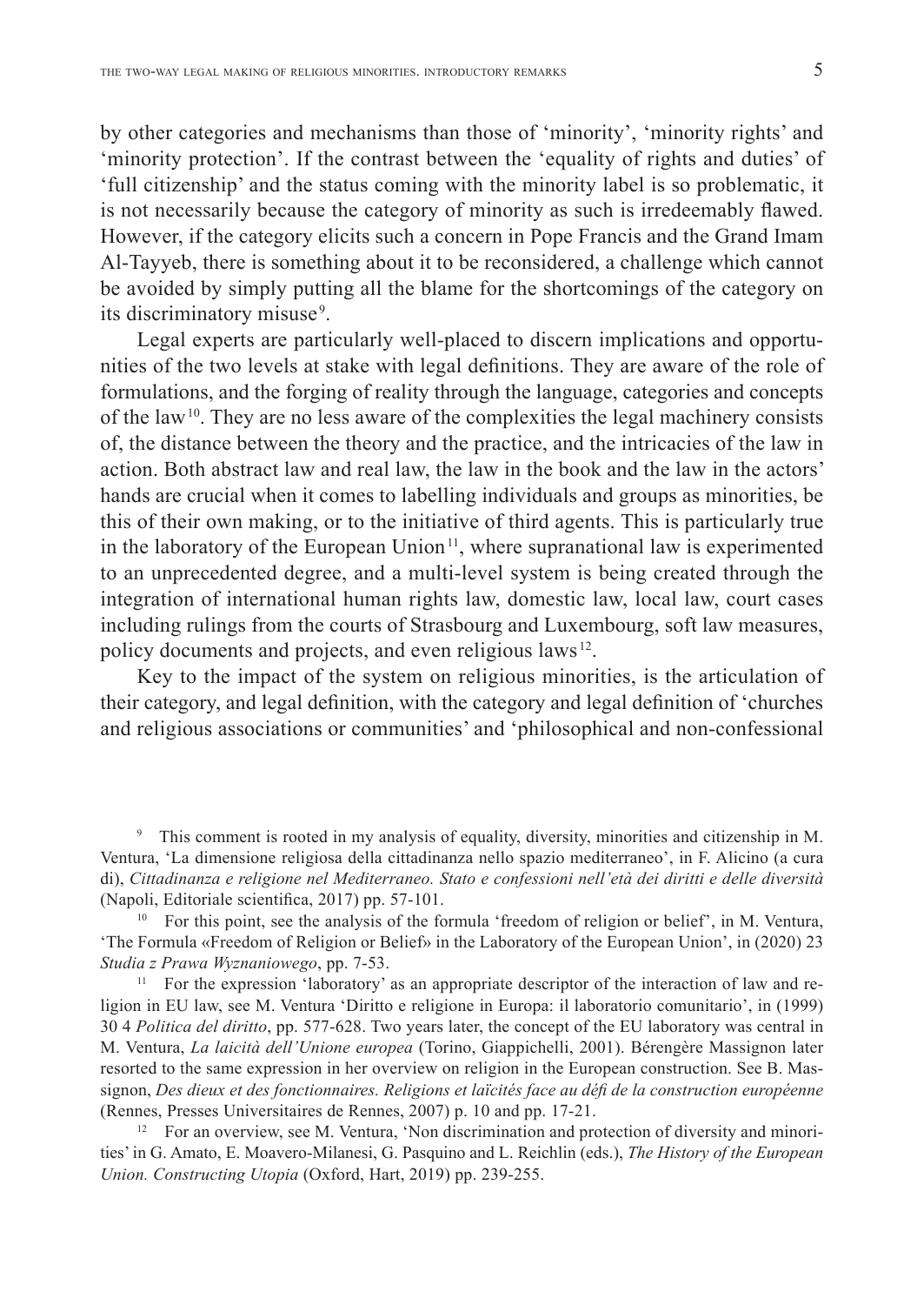by other categories and mechanisms than those of 'minority', 'minority rights' and 'minority protection'. If the contrast between the 'equality of rights and duties' of 'full citizenship' and the status coming with the minority label is so problematic, it is not necessarily because the category of minority as such is irredeemably flawed. However, if the category elicits such a concern in Pope Francis and the Grand Imam Al-Tayyeb, there is something about it to be reconsidered, a challenge which cannot be avoided by simply putting all the blame for the shortcomings of the category on its discriminatory misuse[9].

Legal experts are particularly well-placed to discern implications and opportunities of the two levels at stake with legal definitions. They are aware of the role of formulations, and the forging of reality through the language, categories and concepts of the law[10]. They are no less aware of the complexities the legal machinery consists of, the distance between the theory and the practice, and the intricacies of the law in action. Both abstract law and real law, the law in the book and the law in the actors' hands are crucial when it comes to labelling individuals and groups as minorities, be this of their own making, or to the initiative of third agents. This is particularly true in the laboratory of the European Union[11], where supranational law is experimented to an unprecedented degree, and a multi-level system is being created through the integration of international human rights law, domestic law, local law, court cases including rulings from the courts of Strasbourg and Luxembourg, soft law measures, policy documents and projects, and even religious laws[12].

Key to the impact of the system on religious minorities, is the articulation of their category, and legal definition, with the category and legal definition of 'churches and religious associations or communities' and 'philosophical and non-confessional

---

[9] This comment is rooted in my analysis of equality, diversity, minorities and citizenship in M. Ventura, 'La dimensione religiosa della cittadinanza nello spazio mediterraneo', in F. Alicino (a cura di), *Cittadinanza e religione nel Mediterraneo. Stato e confessioni nell'età dei diritti e delle diversità* (Napoli, Editoriale scientifica, 2017) pp. 57-101.

[10] For this point, see the analysis of the formula 'freedom of religion or belief', in M. Ventura, 'The Formula «Freedom of Religion or Belief» in the Laboratory of the European Union', in (2020) 23 *Studia z Prawa Wyznaniowego*, pp. 7-53.

[11] For the expression 'laboratory' as an appropriate descriptor of the interaction of law and religion in EU law, see M. Ventura 'Diritto e religione in Europa: il laboratorio comunitario', in (1999) 30 4 *Politica del diritto*, pp. 577-628. Two years later, the concept of the EU laboratory was central in M. Ventura, *La laicità dell'Unione europea* (Torino, Giappichelli, 2001). Bérengère Massignon later resorted to the same expression in her overview on religion in the European construction. See B. Massignon, *Des dieux et des fonctionnaires. Religions et laïcités face au défi de la construction européenne* (Rennes, Presses Universitaires de Rennes, 2007) p. 10 and pp. 17-21.

[12] For an overview, see M. Ventura, 'Non discrimination and protection of diversity and minorities' in G. Amato, E. Moavero-Milanesi, G. Pasquino and L. Reichlin (eds.), *The History of the European Union. Constructing Utopia* (Oxford, Hart, 2019) pp. 239-255.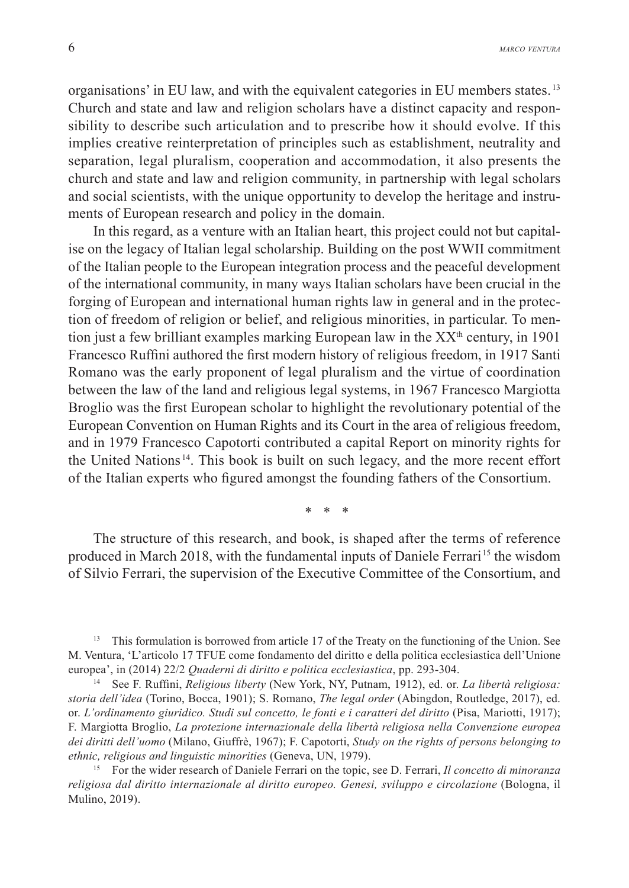organisations' in EU law, and with the equivalent categories in EU members states.[13] Church and state and law and religion scholars have a distinct capacity and responsibility to describe such articulation and to prescribe how it should evolve. If this implies creative reinterpretation of principles such as establishment, neutrality and separation, legal pluralism, cooperation and accommodation, it also presents the church and state and law and religion community, in partnership with legal scholars and social scientists, with the unique opportunity to develop the heritage and instruments of European research and policy in the domain.

In this regard, as a venture with an Italian heart, this project could not but capitalise on the legacy of Italian legal scholarship. Building on the post WWII commitment of the Italian people to the European integration process and the peaceful development of the international community, in many ways Italian scholars have been crucial in the forging of European and international human rights law in general and in the protection of freedom of religion or belief, and religious minorities, in particular. To mention just a few brilliant examples marking European law in the XX[th] century, in 1901 Francesco Ruffini authored the first modern history of religious freedom, in 1917 Santi Romano was the early proponent of legal pluralism and the virtue of coordination between the law of the land and religious legal systems, in 1967 Francesco Margiotta Broglio was the first European scholar to highlight the revolutionary potential of the European Convention on Human Rights and its Court in the area of religious freedom, and in 1979 Francesco Capotorti contributed a capital Report on minority rights for the United Nations[14]. This book is built on such legacy, and the more recent effort of the Italian experts who figured amongst the founding fathers of the Consortium.

\* \* \*

The structure of this research, and book, is shaped after the terms of reference produced in March 2018, with the fundamental inputs of Daniele Ferrari[15] the wisdom of Silvio Ferrari, the supervision of the Executive Committee of the Consortium, and

---

[13] This formulation is borrowed from article 17 of the Treaty on the functioning of the Union. See M. Ventura, 'L'articolo 17 TFUE come fondamento del diritto e della politica ecclesiastica dell'Unione europea', in (2014) 22/2 *Quaderni di diritto e politica ecclesiastica*, pp. 293-304.

[14] See F. Ruffini, *Religious liberty* (New York, NY, Putnam, 1912), ed. or. *La libertà religiosa: storia dell'idea* (Torino, Bocca, 1901); S. Romano, *The legal order* (Abingdon, Routledge, 2017), ed. or. *L'ordinamento giuridico. Studi sul concetto, le fonti e i caratteri del diritto* (Pisa, Mariotti, 1917); F. Margiotta Broglio, *La protezione internazionale della libertà religiosa nella Convenzione europea dei diritti dell'uomo* (Milano, Giuffrè, 1967); F. Capotorti, *Study on the rights of persons belonging to ethnic, religious and linguistic minorities* (Geneva, UN, 1979).

[15] For the wider research of Daniele Ferrari on the topic, see D. Ferrari, *Il concetto di minoranza religiosa dal diritto internazionale al diritto europeo. Genesi, sviluppo e circolazione* (Bologna, il Mulino, 2019).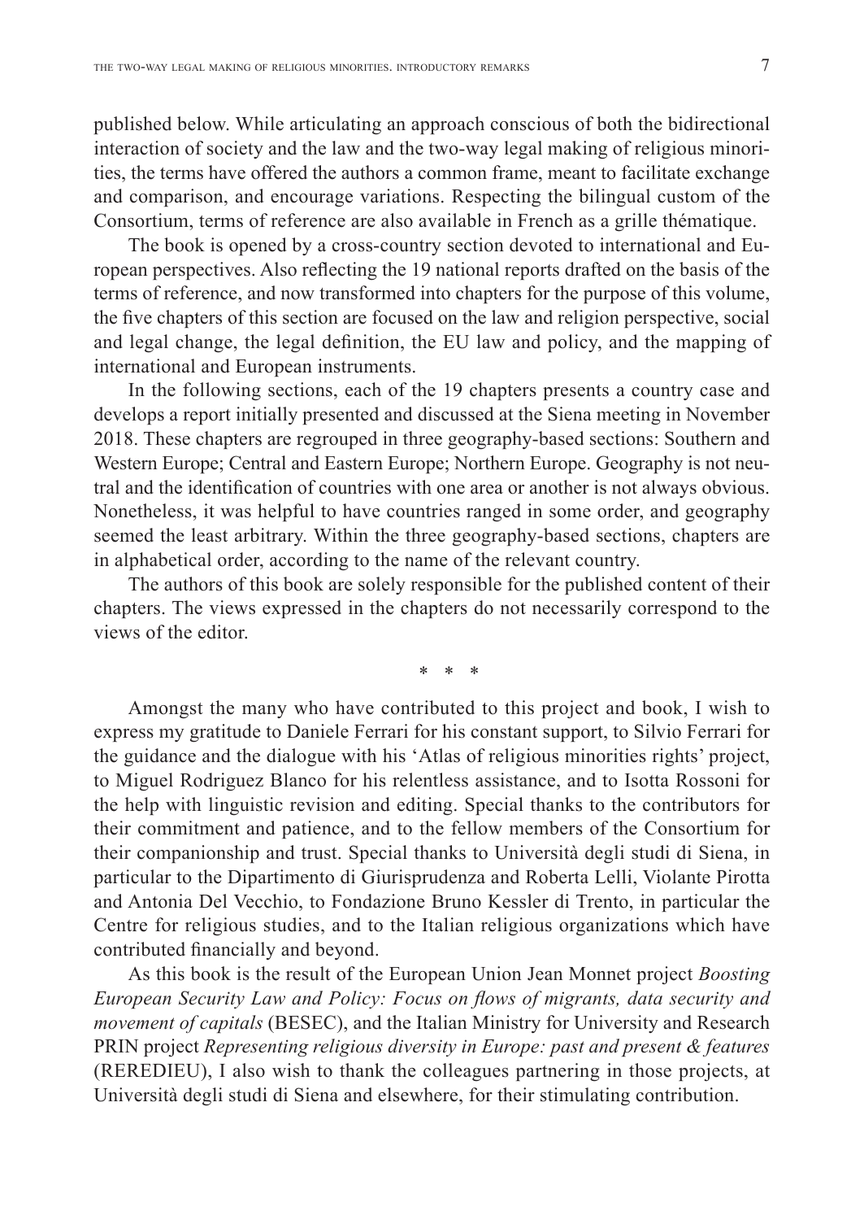published below. While articulating an approach conscious of both the bidirectional interaction of society and the law and the two-way legal making of religious minorities, the terms have offered the authors a common frame, meant to facilitate exchange and comparison, and encourage variations. Respecting the bilingual custom of the Consortium, terms of reference are also available in French as a grille thématique.

The book is opened by a cross-country section devoted to international and European perspectives. Also reflecting the 19 national reports drafted on the basis of the terms of reference, and now transformed into chapters for the purpose of this volume, the five chapters of this section are focused on the law and religion perspective, social and legal change, the legal definition, the EU law and policy, and the mapping of international and European instruments.

In the following sections, each of the 19 chapters presents a country case and develops a report initially presented and discussed at the Siena meeting in November 2018. These chapters are regrouped in three geography-based sections: Southern and Western Europe; Central and Eastern Europe; Northern Europe. Geography is not neutral and the identification of countries with one area or another is not always obvious. Nonetheless, it was helpful to have countries ranged in some order, and geography seemed the least arbitrary. Within the three geography-based sections, chapters are in alphabetical order, according to the name of the relevant country.

The authors of this book are solely responsible for the published content of their chapters. The views expressed in the chapters do not necessarily correspond to the views of the editor.

\* \* \*

Amongst the many who have contributed to this project and book, I wish to express my gratitude to Daniele Ferrari for his constant support, to Silvio Ferrari for the guidance and the dialogue with his 'Atlas of religious minorities rights' project, to Miguel Rodriguez Blanco for his relentless assistance, and to Isotta Rossoni for the help with linguistic revision and editing. Special thanks to the contributors for their commitment and patience, and to the fellow members of the Consortium for their companionship and trust. Special thanks to Università degli studi di Siena, in particular to the Dipartimento di Giurisprudenza and Roberta Lelli, Violante Pirotta and Antonia Del Vecchio, to Fondazione Bruno Kessler di Trento, in particular the Centre for religious studies, and to the Italian religious organizations which have contributed financially and beyond.

As this book is the result of the European Union Jean Monnet project *Boosting European Security Law and Policy: Focus on flows of migrants, data security and movement of capitals* (BESEC), and the Italian Ministry for University and Research PRIN project *Representing religious diversity in Europe: past and present & features* (REREDIEU), I also wish to thank the colleagues partnering in those projects, at Università degli studi di Siena and elsewhere, for their stimulating contribution.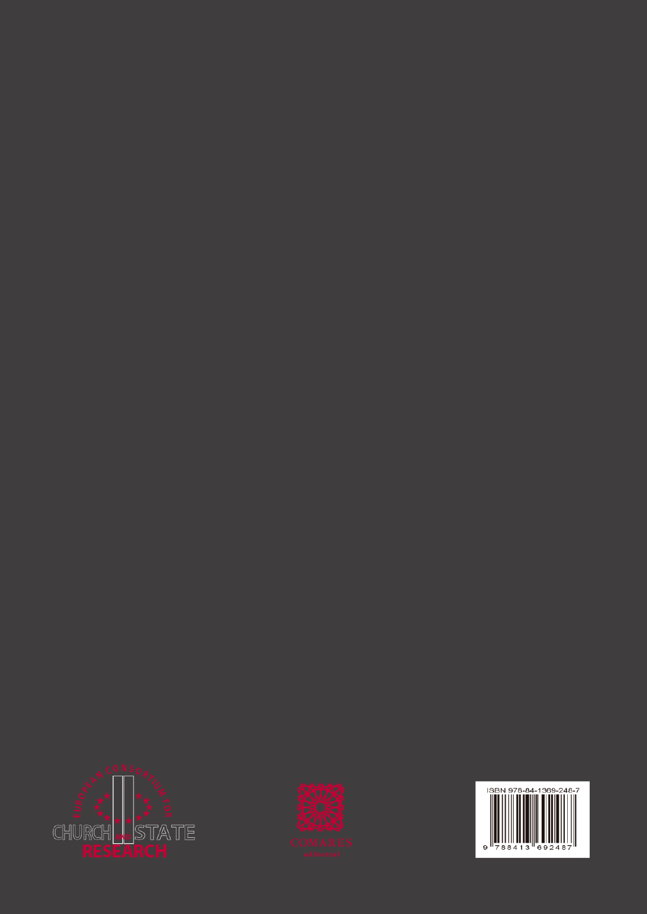EUROPEAN CONSORTIUM FOR CHURCH AND STATE RESEARCH

COMARES editorial

ISBN 978-84-1369-248-7

9 788413 692487